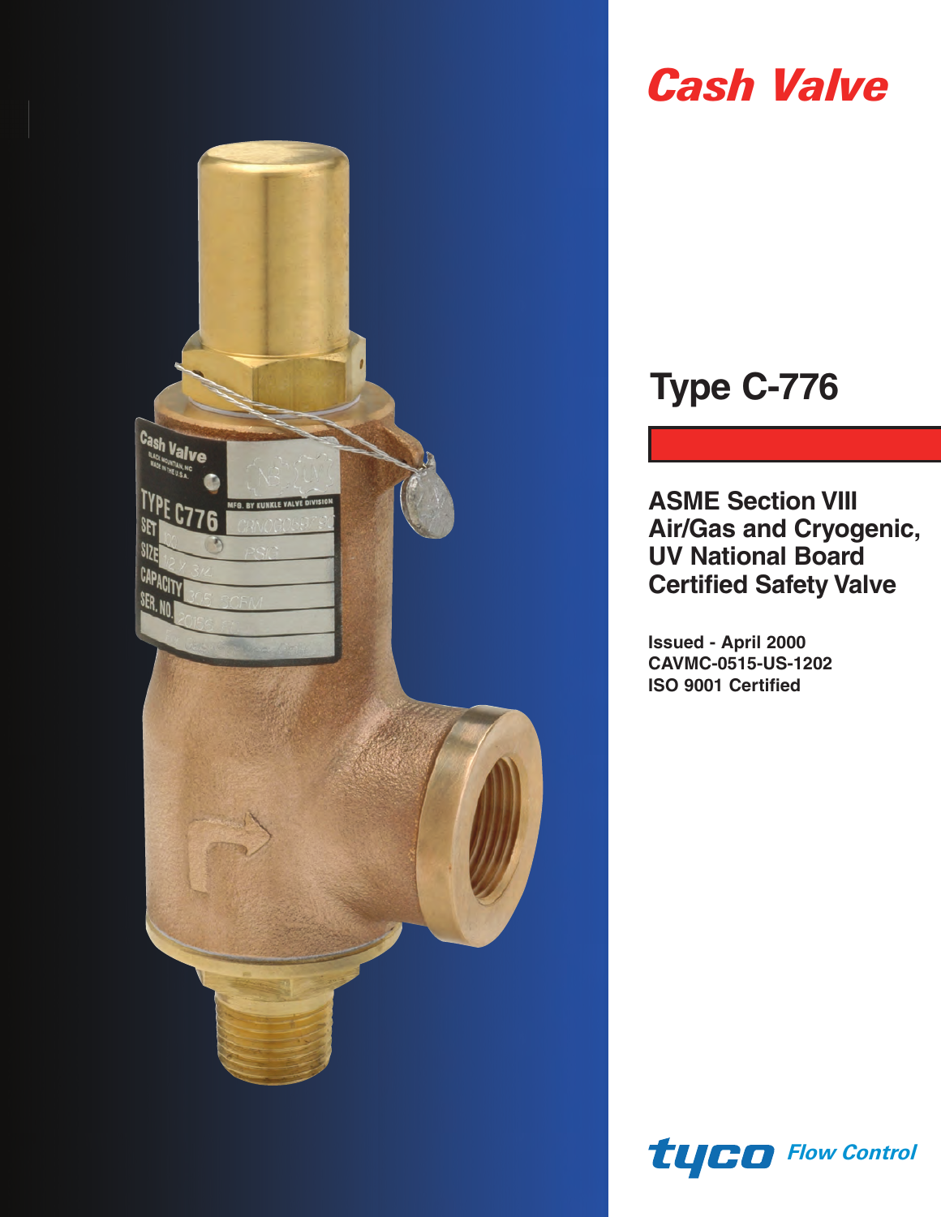# Cash Valve

## Type C-776

### ASME Section VIII Air/Gas and Cryogenic, UV National Board Certified Safety Valve

**Issued - April 2000**
**CAVMC-0515-US-1202**
**ISO 9001 Certified**

tyco Flow Control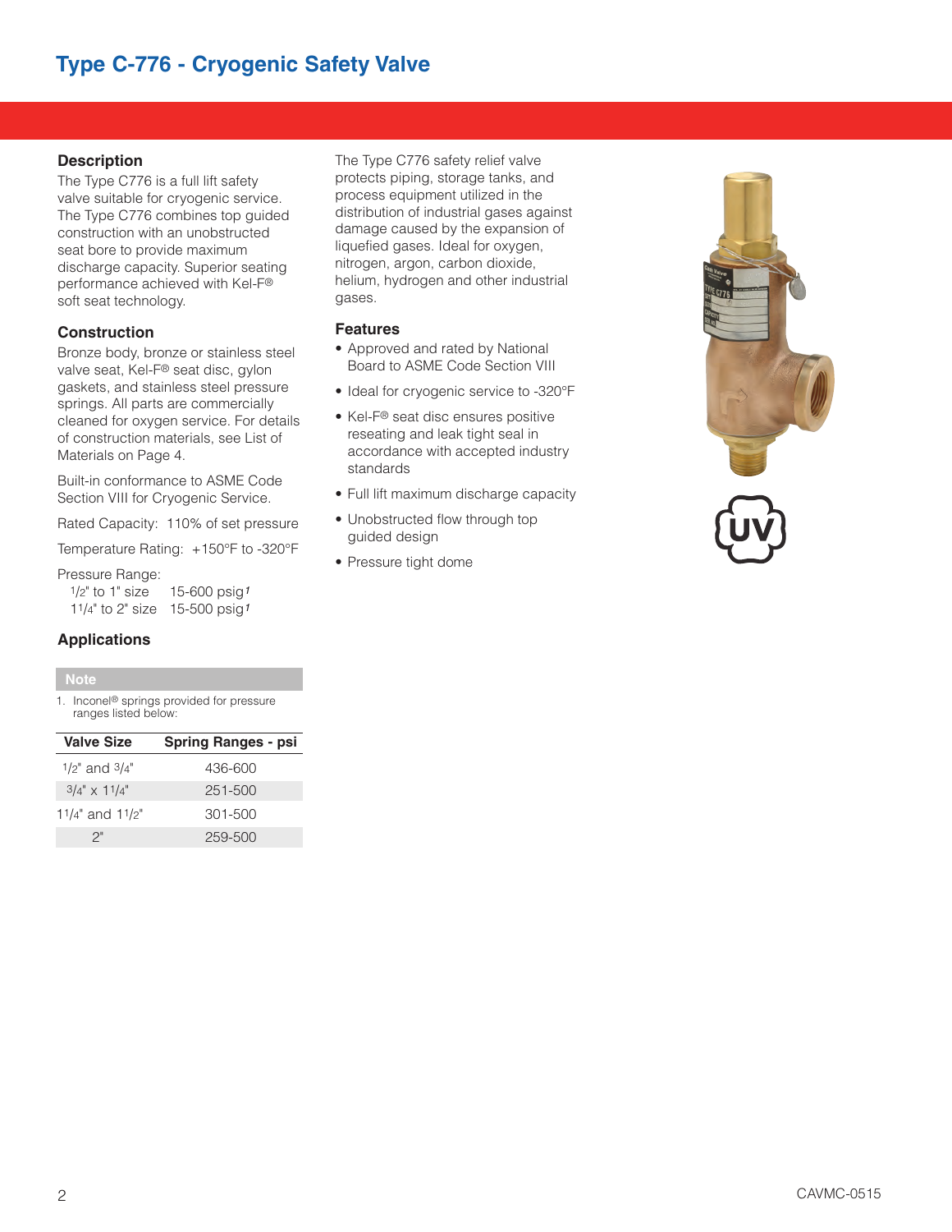# Type C-776 - Cryogenic Safety Valve

## Description

The Type C776 is a full lift safety valve suitable for cryogenic service. The Type C776 combines top guided construction with an unobstructed seat bore to provide maximum discharge capacity. Superior seating performance achieved with Kel-F® soft seat technology.

## Construction

Bronze body, bronze or stainless steel valve seat, Kel-F® seat disc, gylon gaskets, and stainless steel pressure springs. All parts are commercially cleaned for oxygen service. For details of construction materials, see List of Materials on Page 4.

Built-in conformance to ASME Code Section VIII for Cryogenic Service.

Rated Capacity: 110% of set pressure

Temperature Rating: +150°F to -320°F

Pressure Range:
- 1/2" to 1" size 15-600 psig[1]
- 1 1/4" to 2" size 15-500 psig[1]

## Applications

The Type C776 safety relief valve protects piping, storage tanks, and process equipment utilized in the distribution of industrial gases against damage caused by the expansion of liquefied gases. Ideal for oxygen, nitrogen, argon, carbon dioxide, helium, hydrogen and other industrial gases.

## Features

- Approved and rated by National Board to ASME Code Section VIII
- Ideal for cryogenic service to -320°F
- Kel-F® seat disc ensures positive reseating and leak tight seal in accordance with accepted industry standards
- Full lift maximum discharge capacity
- Unobstructed flow through top guided design
- Pressure tight dome

**Note**

1. Inconel® springs provided for pressure ranges listed below:

| Valve Size | Spring Ranges - psi |
|---|---|
| 1/2" and 3/4" | 436-600 |
| 3/4" x 1 1/4" | 251-500 |
| 1 1/4" and 1 1/2" | 301-500 |
| 2" | 259-500 |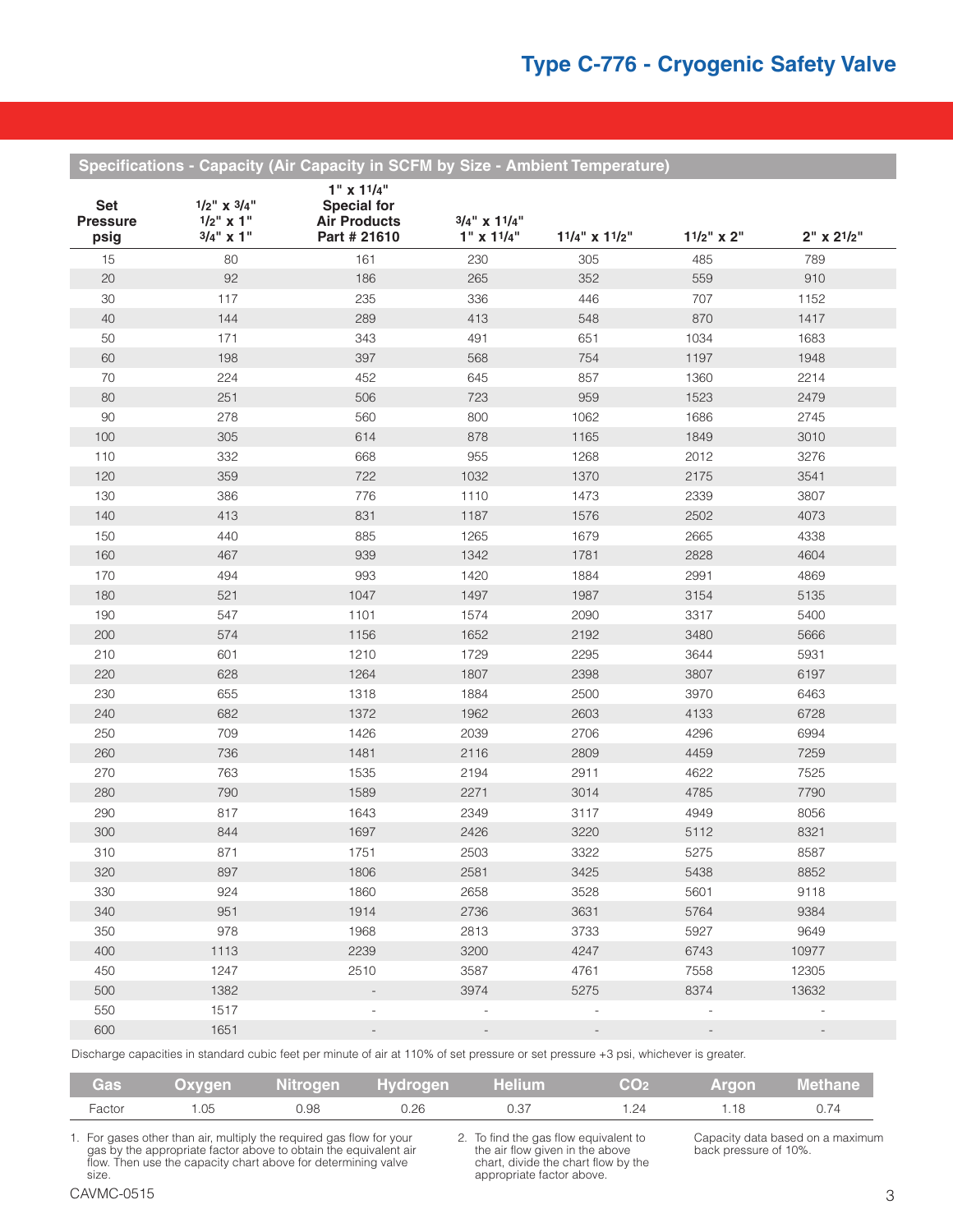# Type C-776 - Cryogenic Safety Valve

## Specifications - Capacity (Air Capacity in SCFM by Size - Ambient Temperature)

| Set Pressure psig | 1/2" x 3/4"<br>1/2" x 1"<br>3/4" x 1" | 1" x 1 1/4"<br>Special for<br>Air Products<br>Part # 21610 | 3/4" x 1 1/4"<br>1" x 1 1/4" | 1 1/4" x 1 1/2" | 1 1/2" x 2" | 2" x 2 1/2" |
|---|---|---|---|---|---|---|
| 15 | 80 | 161 | 230 | 305 | 485 | 789 |
| 20 | 92 | 186 | 265 | 352 | 559 | 910 |
| 30 | 117 | 235 | 336 | 446 | 707 | 1152 |
| 40 | 144 | 289 | 413 | 548 | 870 | 1417 |
| 50 | 171 | 343 | 491 | 651 | 1034 | 1683 |
| 60 | 198 | 397 | 568 | 754 | 1197 | 1948 |
| 70 | 224 | 452 | 645 | 857 | 1360 | 2214 |
| 80 | 251 | 506 | 723 | 959 | 1523 | 2479 |
| 90 | 278 | 560 | 800 | 1062 | 1686 | 2745 |
| 100 | 305 | 614 | 878 | 1165 | 1849 | 3010 |
| 110 | 332 | 668 | 955 | 1268 | 2012 | 3276 |
| 120 | 359 | 722 | 1032 | 1370 | 2175 | 3541 |
| 130 | 386 | 776 | 1110 | 1473 | 2339 | 3807 |
| 140 | 413 | 831 | 1187 | 1576 | 2502 | 4073 |
| 150 | 440 | 885 | 1265 | 1679 | 2665 | 4338 |
| 160 | 467 | 939 | 1342 | 1781 | 2828 | 4604 |
| 170 | 494 | 993 | 1420 | 1884 | 2991 | 4869 |
| 180 | 521 | 1047 | 1497 | 1987 | 3154 | 5135 |
| 190 | 547 | 1101 | 1574 | 2090 | 3317 | 5400 |
| 200 | 574 | 1156 | 1652 | 2192 | 3480 | 5666 |
| 210 | 601 | 1210 | 1729 | 2295 | 3644 | 5931 |
| 220 | 628 | 1264 | 1807 | 2398 | 3807 | 6197 |
| 230 | 655 | 1318 | 1884 | 2500 | 3970 | 6463 |
| 240 | 682 | 1372 | 1962 | 2603 | 4133 | 6728 |
| 250 | 709 | 1426 | 2039 | 2706 | 4296 | 6994 |
| 260 | 736 | 1481 | 2116 | 2809 | 4459 | 7259 |
| 270 | 763 | 1535 | 2194 | 2911 | 4622 | 7525 |
| 280 | 790 | 1589 | 2271 | 3014 | 4785 | 7790 |
| 290 | 817 | 1643 | 2349 | 3117 | 4949 | 8056 |
| 300 | 844 | 1697 | 2426 | 3220 | 5112 | 8321 |
| 310 | 871 | 1751 | 2503 | 3322 | 5275 | 8587 |
| 320 | 897 | 1806 | 2581 | 3425 | 5438 | 8852 |
| 330 | 924 | 1860 | 2658 | 3528 | 5601 | 9118 |
| 340 | 951 | 1914 | 2736 | 3631 | 5764 | 9384 |
| 350 | 978 | 1968 | 2813 | 3733 | 5927 | 9649 |
| 400 | 1113 | 2239 | 3200 | 4247 | 6743 | 10977 |
| 450 | 1247 | 2510 | 3587 | 4761 | 7558 | 12305 |
| 500 | 1382 | - | 3974 | 5275 | 8374 | 13632 |
| 550 | 1517 | - | - | - | - | - |
| 600 | 1651 | - | - | - | - | - |

Discharge capacities in standard cubic feet per minute of air at 110% of set pressure or set pressure +3 psi, whichever is greater.

| Gas | Oxygen | Nitrogen | Hydrogen | Helium | $CO_2$ | Argon | Methane |
|---|---|---|---|---|---|---|---|
| Factor | 1.05 | 0.98 | 0.26 | 0.37 | 1.24 | 1.18 | 0.74 |

1. For gases other than air, multiply the required gas flow for your gas by the appropriate factor above to obtain the equivalent air flow. Then use the capacity chart above for determining valve size.

2. To find the gas flow equivalent to the air flow given in the above chart, divide the chart flow by the appropriate factor above.

Capacity data based on a maximum back pressure of 10%.

CAVMC-0515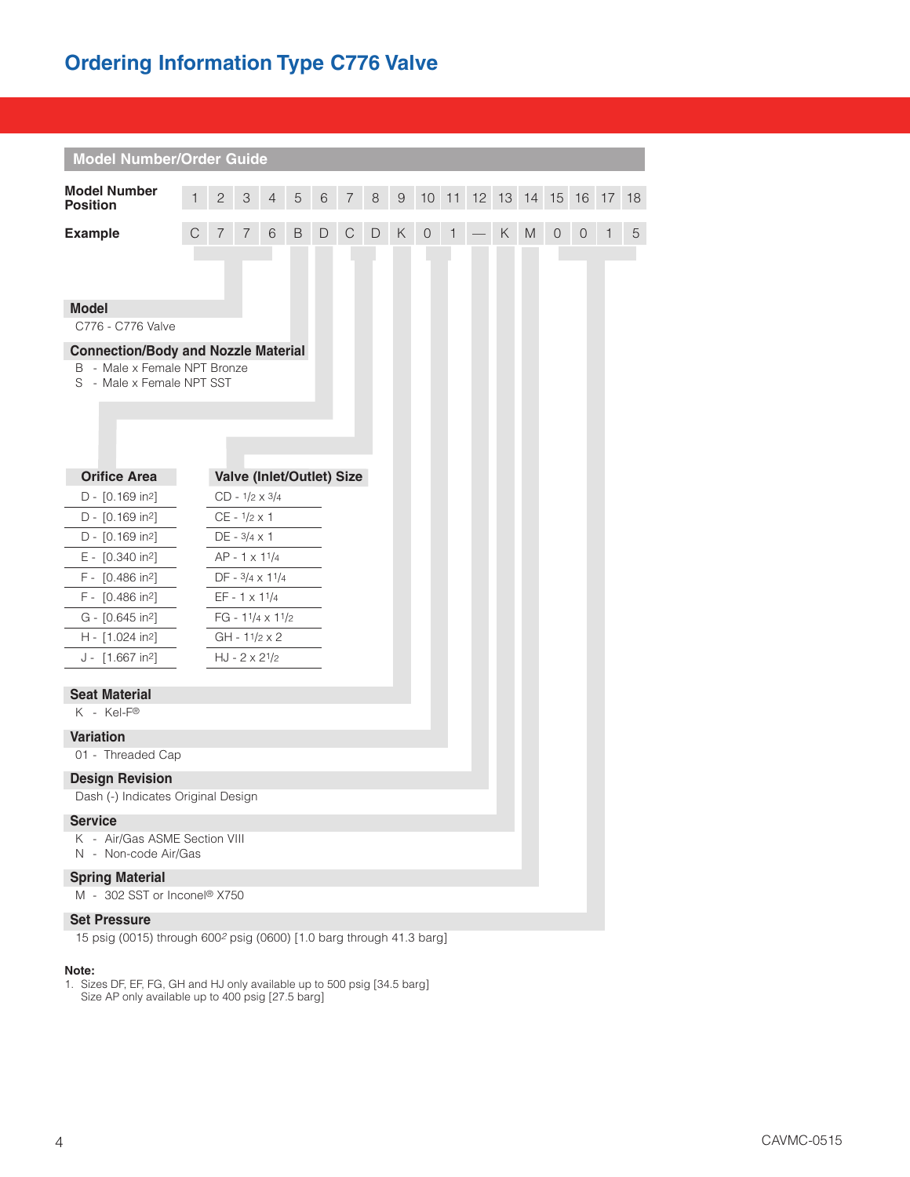# Ordering Information Type C776 Valve

## Model Number/Order Guide

| Model Number Position | 1 | 2 | 3 | 4 | 5 | 6 | 7 | 8 | 9 | 10 | 11 | 12 | 13 | 14 | 15 | 16 | 17 | 18 |
|---|---|---|---|---|---|---|---|---|---|---|---|---|---|---|---|---|---|---|
| Example | C | 7 | 7 | 6 | B | D | C | D | K | 0 | 1 | — | K | M | 0 | 0 | 1 | 5 |

**Model**

C776 - C776 Valve

**Connection/Body and Nozzle Material**

B - Male x Female NPT Bronze
S - Male x Female NPT SST

| Orifice Area | Valve (Inlet/Outlet) Size |
|---|---|
| D - [0.169 in$^2$] | CD - 1/2 x 3/4 |
| D - [0.169 in$^2$] | CE - 1/2 x 1 |
| D - [0.169 in$^2$] | DE - 3/4 x 1 |
| E - [0.340 in$^2$] | AP - 1 x 1 1/4 |
| F - [0.486 in$^2$] | DF - 3/4 x 1 1/4 |
| F - [0.486 in$^2$] | EF - 1 x 1 1/4 |
| G - [0.645 in$^2$] | FG - 1 1/4 x 1 1/2 |
| H - [1.024 in$^2$] | GH - 1 1/2 x 2 |
| J - [1.667 in$^2$] | HJ - 2 x 2 1/2 |

**Seat Material**

K - Kel-F®

**Variation**

01 - Threaded Cap

**Design Revision**

Dash (-) Indicates Original Design

**Service**

K - Air/Gas ASME Section VIII
N - Non-code Air/Gas

**Spring Material**

M - 302 SST or Inconel® X750

**Set Pressure**

15 psig (0015) through 600[2] psig (0600) [1.0 barg through 41.3 barg]

**Note:**

1. Sizes DF, EF, FG, GH and HJ only available up to 500 psig [34.5 barg]
   Size AP only available up to 400 psig [27.5 barg]

CAVMC-0515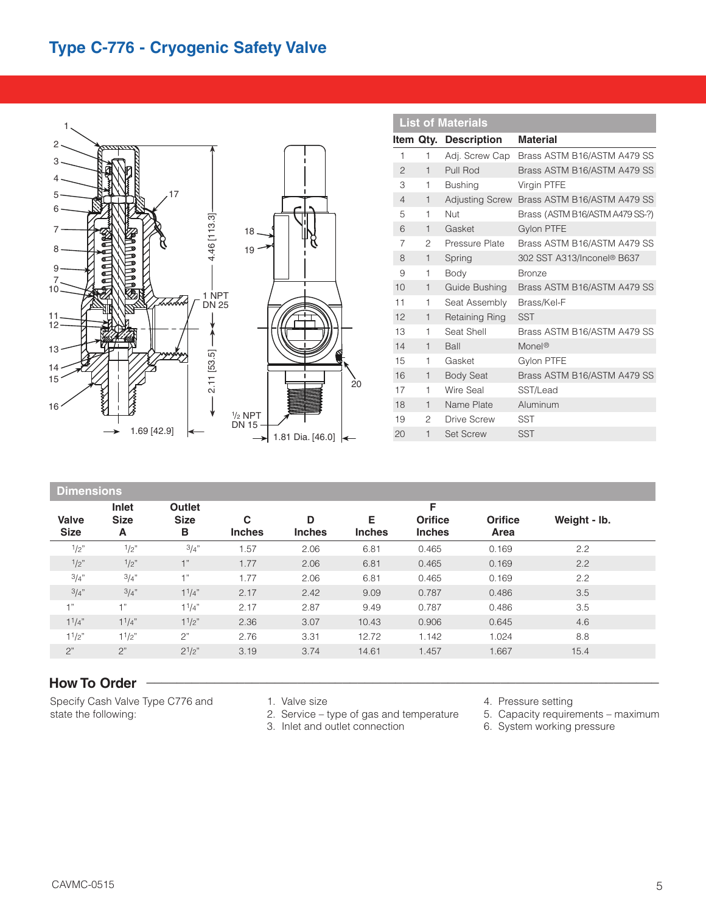# Type C-776 - Cryogenic Safety Valve

1
2
3
4
5
6
7
8
9
7
10
11
12
13
14
15
16
17
4.46 [113.3]
1 NPT
DN 25
2.11 [53.5]
1.69 [42.9]
18
19
20
½ NPT
DN 15
1.81 Dia. [46.0]

## List of Materials

| Item | Qty. | Description | Material |
|---|---|---|---|
| 1 | 1 | Adj. Screw Cap | Brass ASTM B16/ASTM A479 SS |
| 2 | 1 | Pull Rod | Brass ASTM B16/ASTM A479 SS |
| 3 | 1 | Bushing | Virgin PTFE |
| 4 | 1 | Adjusting Screw | Brass ASTM B16/ASTM A479 SS |
| 5 | 1 | Nut | Brass (ASTM B16/ASTM A479 SS-?) |
| 6 | 1 | Gasket | Gylon PTFE |
| 7 | 2 | Pressure Plate | Brass ASTM B16/ASTM A479 SS |
| 8 | 1 | Spring | 302 SST A313/Inconel® B637 |
| 9 | 1 | Body | Bronze |
| 10 | 1 | Guide Bushing | Brass ASTM B16/ASTM A479 SS |
| 11 | 1 | Seat Assembly | Brass/Kel-F |
| 12 | 1 | Retaining Ring | SST |
| 13 | 1 | Seat Shell | Brass ASTM B16/ASTM A479 SS |
| 14 | 1 | Ball | Monel® |
| 15 | 1 | Gasket | Gylon PTFE |
| 16 | 1 | Body Seat | Brass ASTM B16/ASTM A479 SS |
| 17 | 1 | Wire Seal | SST/Lead |
| 18 | 1 | Name Plate | Aluminum |
| 19 | 2 | Drive Screw | SST |
| 20 | 1 | Set Screw | SST |

## Dimensions

| Valve Size | Inlet Size A | Outlet Size B | C Inches | D Inches | E Inches | F Orifice Inches | Orifice Area | Weight - lb. |
|---|---|---|---|---|---|---|---|---|
| 1/2" | 1/2" | 3/4" | 1.57 | 2.06 | 6.81 | 0.465 | 0.169 | 2.2 |
| 1/2" | 1/2" | 1" | 1.77 | 2.06 | 6.81 | 0.465 | 0.169 | 2.2 |
| 3/4" | 3/4" | 1" | 1.77 | 2.06 | 6.81 | 0.465 | 0.169 | 2.2 |
| 3/4" | 3/4" | 1 1/4" | 2.17 | 2.42 | 9.09 | 0.787 | 0.486 | 3.5 |
| 1" | 1" | 1 1/4" | 2.17 | 2.87 | 9.49 | 0.787 | 0.486 | 3.5 |
| 1 1/4" | 1 1/4" | 1 1/2" | 2.36 | 3.07 | 10.43 | 0.906 | 0.645 | 4.6 |
| 1 1/2" | 1 1/2" | 2" | 2.76 | 3.31 | 12.72 | 1.142 | 1.024 | 8.8 |
| 2" | 2" | 2 1/2" | 3.19 | 3.74 | 14.61 | 1.457 | 1.667 | 15.4 |

## How To Order

Specify Cash Valve Type C776 and state the following:

1. Valve size
2. Service – type of gas and temperature
3. Inlet and outlet connection
4. Pressure setting
5. Capacity requirements – maximum
6. System working pressure

CAVMC-0515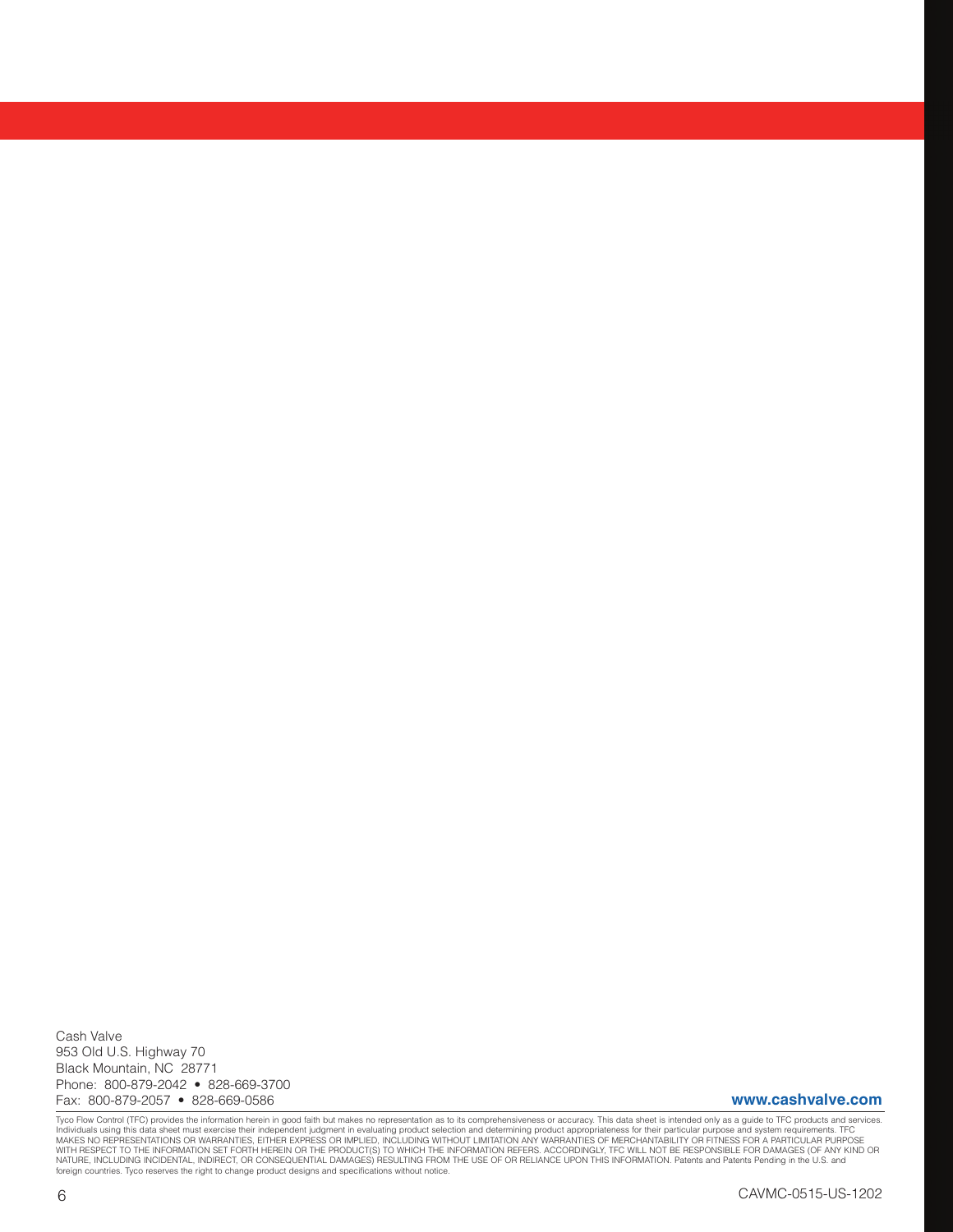Cash Valve
953 Old U.S. Highway 70
Black Mountain, NC 28771
Phone: 800-879-2042 • 828-669-3700
Fax: 800-879-2057 • 828-669-0586

**www.cashvalve.com**

Tyco Flow Control (TFC) provides the information herein in good faith but makes no representation as to its comprehensiveness or accuracy. This data sheet is intended only as a guide to TFC products and services. Individuals using this data sheet must exercise their independent judgment in evaluating product selection and determining product appropriateness for their particular purpose and system requirements. TFC MAKES NO REPRESENTATIONS OR WARRANTIES, EITHER EXPRESS OR IMPLIED, INCLUDING WITHOUT LIMITATION ANY WARRANTIES OF MERCHANTABILITY OR FITNESS FOR A PARTICULAR PURPOSE WITH RESPECT TO THE INFORMATION SET FORTH HEREIN OR THE PRODUCT(S) TO WHICH THE INFORMATION REFERS. ACCORDINGLY, TFC WILL NOT BE RESPONSIBLE FOR DAMAGES (OF ANY KIND OR NATURE, INCLUDING INCIDENTAL, INDIRECT, OR CONSEQUENTIAL DAMAGES) RESULTING FROM THE USE OF OR RELIANCE UPON THIS INFORMATION. Patents and Patents Pending in the U.S. and foreign countries. Tyco reserves the right to change product designs and specifications without notice.

CAVMC-0515-US-1202